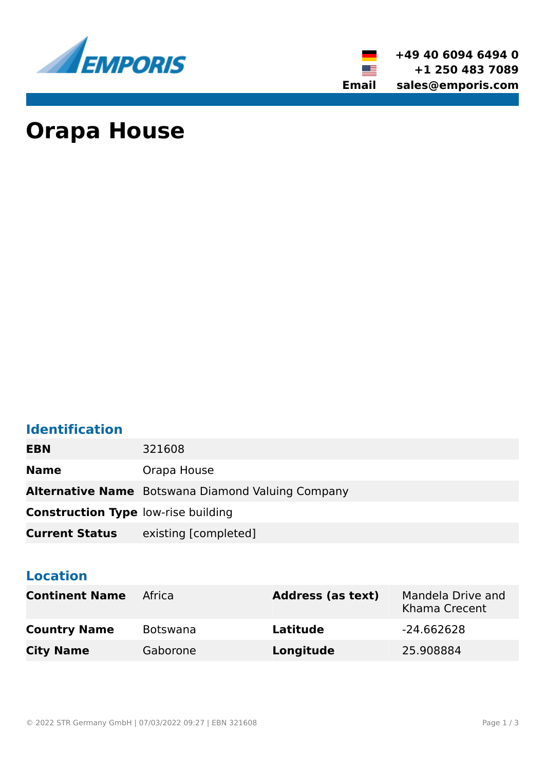+49 40 6094 6494 0
+1 250 483 7089
**Email** sales@emporis.com

# Orapa House

## Identification

| | |
|---|---|
| **EBN** | 321608 |
| **Name** | Orapa House |
| **Alternative Name** | Botswana Diamond Valuing Company |
| **Construction Type** | low-rise building |
| **Current Status** | existing [completed] |

## Location

| | | | |
|---|---|---|---|
| **Continent Name** | Africa | **Address (as text)** | Mandela Drive and Khama Crecent |
| **Country Name** | Botswana | **Latitude** | -24.662628 |
| **City Name** | Gaborone | **Longitude** | 25.908884 |

© 2022 STR Germany GmbH | 07/03/2022 09:27 | EBN 321608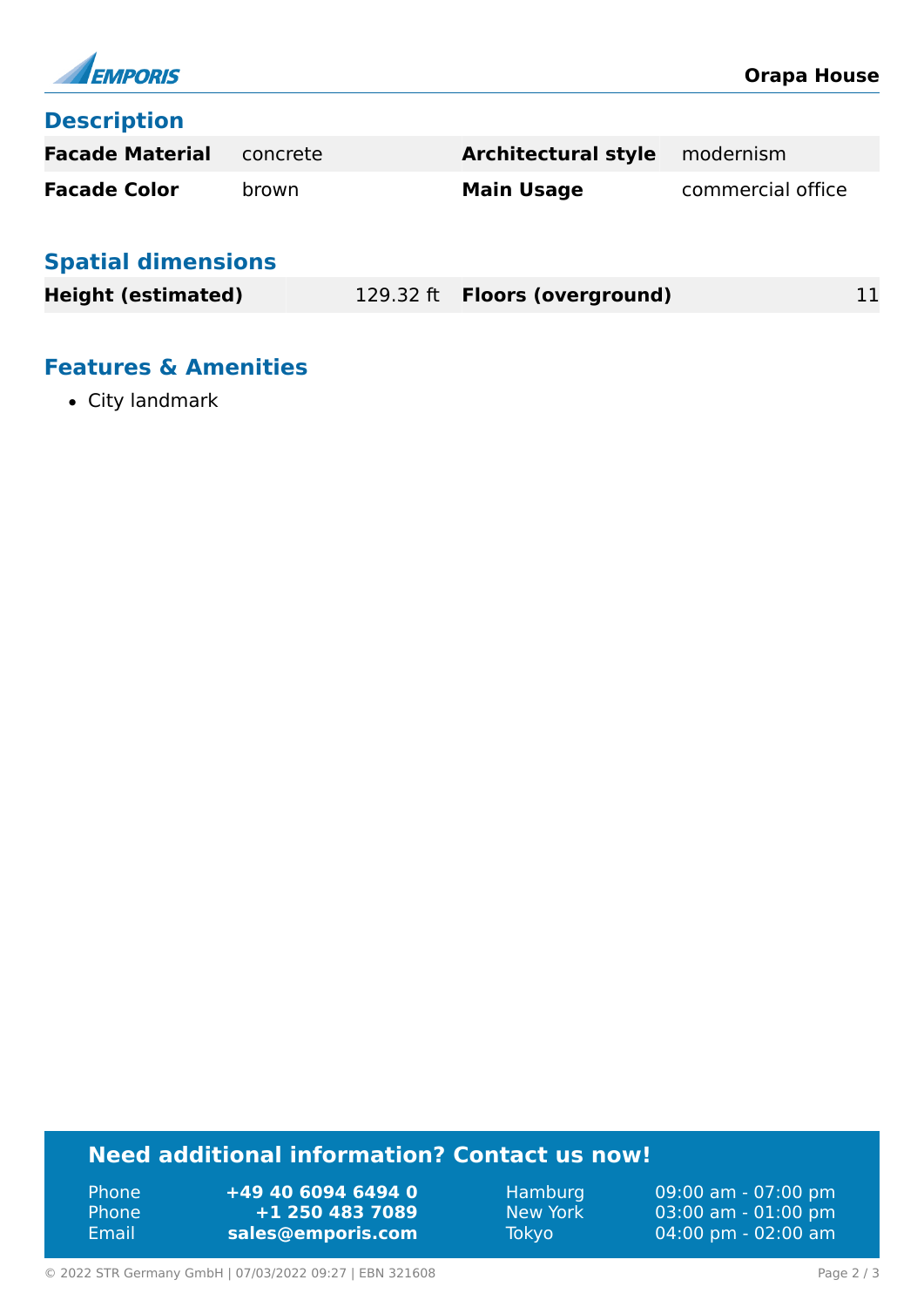## Description

| Facade Material | concrete | Architectural style | modernism |
|---|---|---|---|
| Facade Color | brown | Main Usage | commercial office |

## Spatial dimensions

| Height (estimated) | 129.32 ft | Floors (overground) | 11 |
|---|---|---|---|

## Features & Amenities

- City landmark

## Need additional information? Contact us now!

| | | | |
|---|---|---|---|
| Phone | +49 40 6094 6494 0 | Hamburg | 09:00 am - 07:00 pm |
| Phone | +1 250 483 7089 | New York | 03:00 am - 01:00 pm |
| Email | sales@emporis.com | Tokyo | 04:00 pm - 02:00 am |

© 2022 STR Germany GmbH | 07/03/2022 09:27 | EBN 321608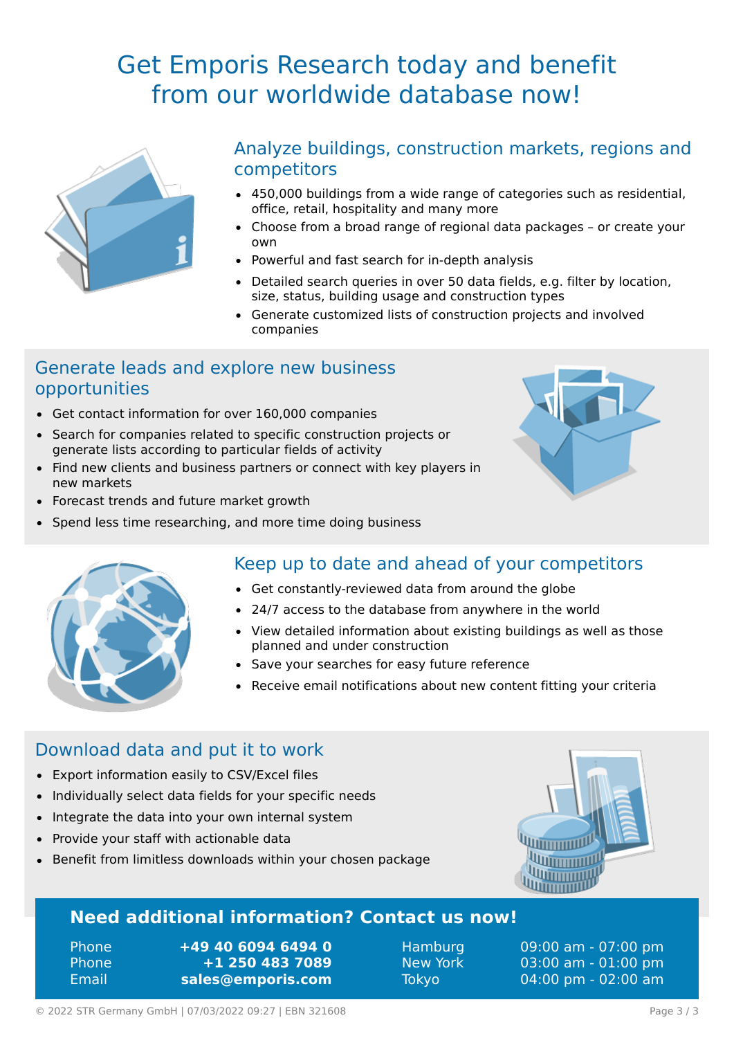# Get Emporis Research today and benefit from our worldwide database now!

## Analyze buildings, construction markets, regions and competitors

- 450,000 buildings from a wide range of categories such as residential, office, retail, hospitality and many more
- Choose from a broad range of regional data packages – or create your own
- Powerful and fast search for in-depth analysis
- Detailed search queries in over 50 data fields, e.g. filter by location, size, status, building usage and construction types
- Generate customized lists of construction projects and involved companies

## Generate leads and explore new business opportunities

- Get contact information for over 160,000 companies
- Search for companies related to specific construction projects or generate lists according to particular fields of activity
- Find new clients and business partners or connect with key players in new markets
- Forecast trends and future market growth
- Spend less time researching, and more time doing business

## Keep up to date and ahead of your competitors

- Get constantly-reviewed data from around the globe
- 24/7 access to the database from anywhere in the world
- View detailed information about existing buildings as well as those planned and under construction
- Save your searches for easy future reference
- Receive email notifications about new content fitting your criteria

## Download data and put it to work

- Export information easily to CSV/Excel files
- Individually select data fields for your specific needs
- Integrate the data into your own internal system
- Provide your staff with actionable data
- Benefit from limitless downloads within your chosen package

### Need additional information? Contact us now!

| | | | |
|---|---|---|---|
| Phone | **+49 40 6094 6494 0** | Hamburg | 09:00 am - 07:00 pm |
| Phone | **+1 250 483 7089** | New York | 03:00 am - 01:00 pm |
| Email | **sales@emporis.com** | Tokyo | 04:00 pm - 02:00 am |

© 2022 STR Germany GmbH | 07/03/2022 09:27 | EBN 321608